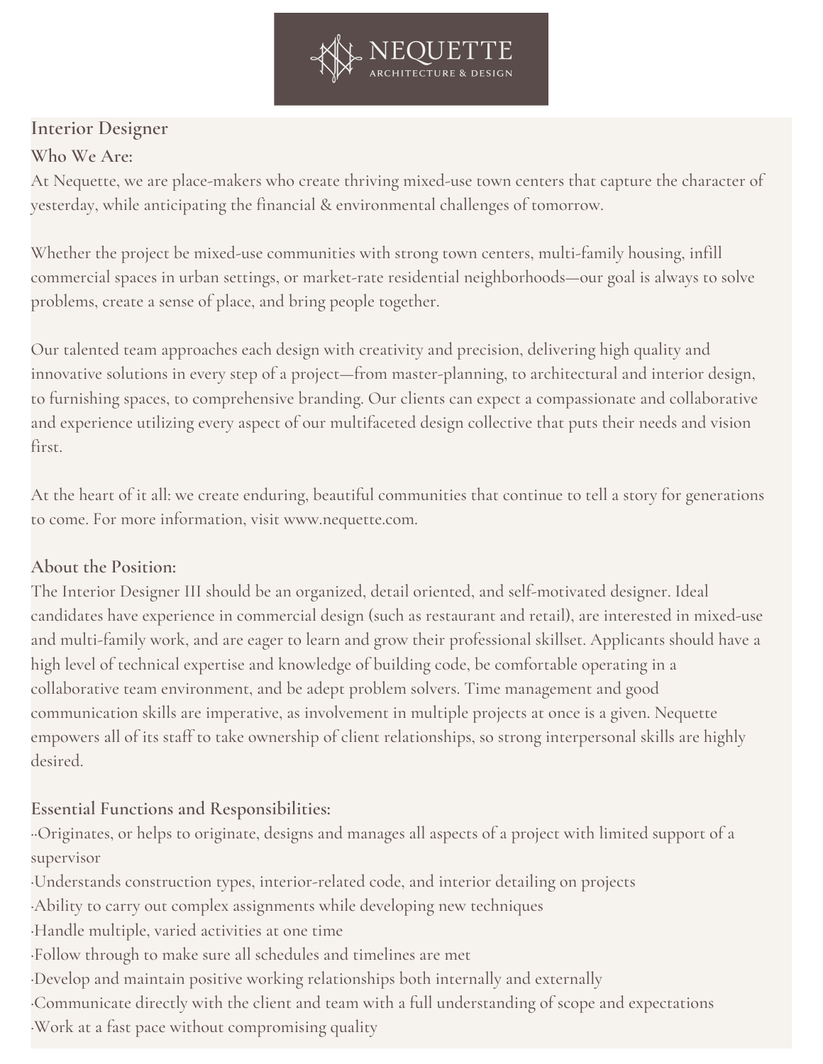# NEQUETTE
ARCHITECTURE & DESIGN

## Interior Designer

### Who We Are:

At Nequette, we are place-makers who create thriving mixed-use town centers that capture the character of yesterday, while anticipating the financial & environmental challenges of tomorrow.

Whether the project be mixed-use communities with strong town centers, multi-family housing, infill commercial spaces in urban settings, or market-rate residential neighborhoods—our goal is always to solve problems, create a sense of place, and bring people together.

Our talented team approaches each design with creativity and precision, delivering high quality and innovative solutions in every step of a project—from master-planning, to architectural and interior design, to furnishing spaces, to comprehensive branding. Our clients can expect a compassionate and collaborative and experience utilizing every aspect of our multifaceted design collective that puts their needs and vision first.

At the heart of it all: we create enduring, beautiful communities that continue to tell a story for generations to come. For more information, visit www.nequette.com.

### About the Position:

The Interior Designer III should be an organized, detail oriented, and self-motivated designer. Ideal candidates have experience in commercial design (such as restaurant and retail), are interested in mixed-use and multi-family work, and are eager to learn and grow their professional skillset. Applicants should have a high level of technical expertise and knowledge of building code, be comfortable operating in a collaborative team environment, and be adept problem solvers. Time management and good communication skills are imperative, as involvement in multiple projects at once is a given. Nequette empowers all of its staff to take ownership of client relationships, so strong interpersonal skills are highly desired.

### Essential Functions and Responsibilities:

- Originates, or helps to originate, designs and manages all aspects of a project with limited support of a supervisor
- Understands construction types, interior-related code, and interior detailing on projects
- Ability to carry out complex assignments while developing new techniques
- Handle multiple, varied activities at one time
- Follow through to make sure all schedules and timelines are met
- Develop and maintain positive working relationships both internally and externally
- Communicate directly with the client and team with a full understanding of scope and expectations
- Work at a fast pace without compromising quality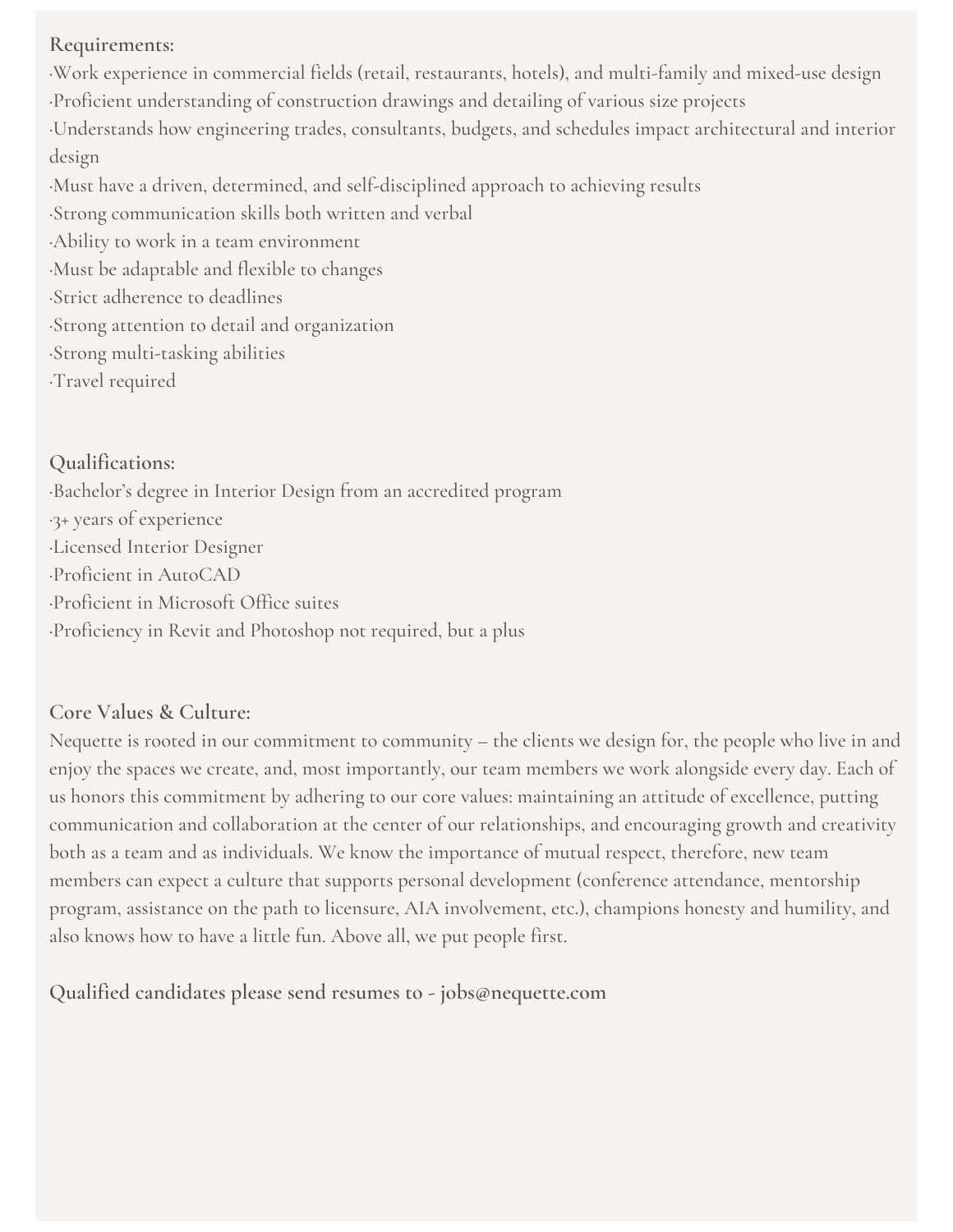**Requirements:**

- Work experience in commercial fields (retail, restaurants, hotels), and multi-family and mixed-use design
- Proficient understanding of construction drawings and detailing of various size projects
- Understands how engineering trades, consultants, budgets, and schedules impact architectural and interior design
- Must have a driven, determined, and self-disciplined approach to achieving results
- Strong communication skills both written and verbal
- Ability to work in a team environment
- Must be adaptable and flexible to changes
- Strict adherence to deadlines
- Strong attention to detail and organization
- Strong multi-tasking abilities
- Travel required

**Qualifications:**

- Bachelor's degree in Interior Design from an accredited program
- 3+ years of experience
- Licensed Interior Designer
- Proficient in AutoCAD
- Proficient in Microsoft Office suites
- Proficiency in Revit and Photoshop not required, but a plus

**Core Values & Culture:**

Nequette is rooted in our commitment to community – the clients we design for, the people who live in and enjoy the spaces we create, and, most importantly, our team members we work alongside every day. Each of us honors this commitment by adhering to our core values: maintaining an attitude of excellence, putting communication and collaboration at the center of our relationships, and encouraging growth and creativity both as a team and as individuals. We know the importance of mutual respect, therefore, new team members can expect a culture that supports personal development (conference attendance, mentorship program, assistance on the path to licensure, AIA involvement, etc.), champions honesty and humility, and also knows how to have a little fun. Above all, we put people first.

**Qualified candidates please send resumes to - jobs@nequette.com**